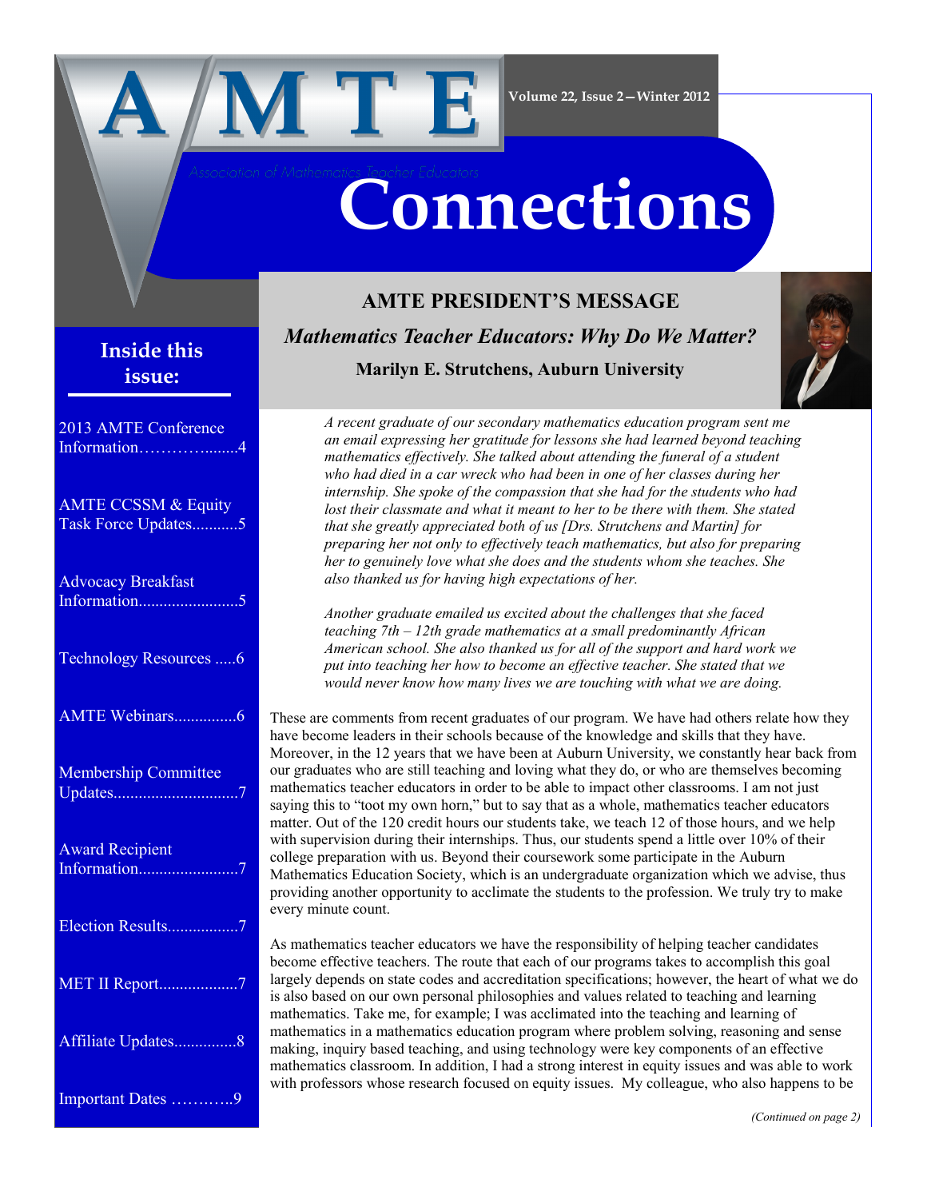# AMTE

Association of Mathematics Teacher Educators

Volume 22, Issue 2—Winter 2012

# Connections

## Inside this issue:

- 2013 AMTE Conference Information……………........4
- AMTE CCSSM & Equity Task Force Updates...........5
- Advocacy Breakfast Information........................5
- Technology Resources .....6
- AMTE Webinars...............6
- Membership Committee Updates.............................7
- Award Recipient Information........................7
- Election Results.................7
- MET II Report...................7
- Affiliate Updates...............8
- Important Dates …………9

## AMTE PRESIDENT'S MESSAGE

### *Mathematics Teacher Educators: Why Do We Matter?*

**Marilyn E. Strutchens, Auburn University**

*A recent graduate of our secondary mathematics education program sent me an email expressing her gratitude for lessons she had learned beyond teaching mathematics effectively. She talked about attending the funeral of a student who had died in a car wreck who had been in one of her classes during her internship. She spoke of the compassion that she had for the students who had lost their classmate and what it meant to her to be there with them. She stated that she greatly appreciated both of us [Drs. Strutchens and Martin] for preparing her not only to effectively teach mathematics, but also for preparing her to genuinely love what she does and the students whom she teaches. She also thanked us for having high expectations of her.*

*Another graduate emailed us excited about the challenges that she faced teaching 7th – 12th grade mathematics at a small predominantly African American school. She also thanked us for all of the support and hard work we put into teaching her how to become an effective teacher. She stated that we would never know how many lives we are touching with what we are doing.*

These are comments from recent graduates of our program. We have had others relate how they have become leaders in their schools because of the knowledge and skills that they have. Moreover, in the 12 years that we have been at Auburn University, we constantly hear back from our graduates who are still teaching and loving what they do, or who are themselves becoming mathematics teacher educators in order to be able to impact other classrooms. I am not just saying this to "toot my own horn," but to say that as a whole, mathematics teacher educators matter. Out of the 120 credit hours our students take, we teach 12 of those hours, and we help with supervision during their internships. Thus, our students spend a little over 10% of their college preparation with us. Beyond their coursework some participate in the Auburn Mathematics Education Society, which is an undergraduate organization which we advise, thus providing another opportunity to acclimate the students to the profession. We truly try to make every minute count.

As mathematics teacher educators we have the responsibility of helping teacher candidates become effective teachers. The route that each of our programs takes to accomplish this goal largely depends on state codes and accreditation specifications; however, the heart of what we do is also based on our own personal philosophies and values related to teaching and learning mathematics. Take me, for example; I was acclimated into the teaching and learning of mathematics in a mathematics education program where problem solving, reasoning and sense making, inquiry based teaching, and using technology were key components of an effective mathematics classroom. In addition, I had a strong interest in equity issues and was able to work with professors whose research focused on equity issues. My colleague, who also happens to be

*(Continued on page 2)*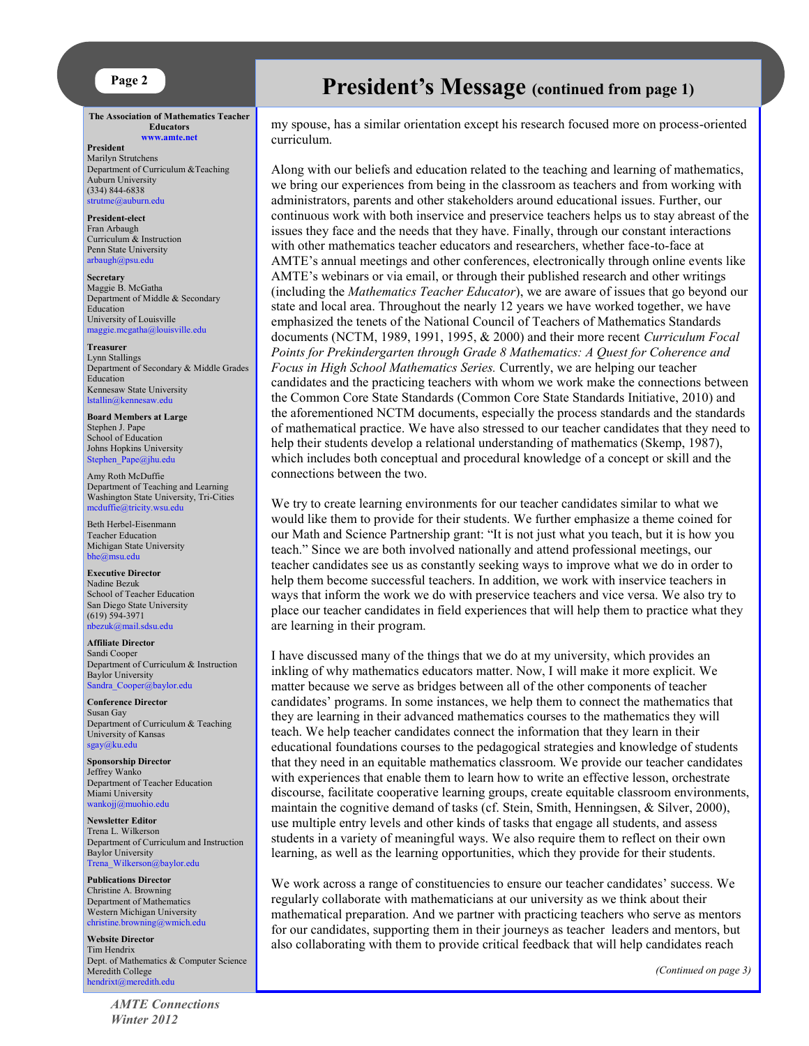# President's Message (continued from page 1)

**The Association of Mathematics Teacher Educators**
www.amte.net

**President**
Marilyn Strutchens
Department of Curriculum &Teaching
Auburn University
(334) 844-6838
strutme@auburn.edu

**President-elect**
Fran Arbaugh
Curriculum & Instruction
Penn State University
arbaugh@psu.edu

**Secretary**
Maggie B. McGatha
Department of Middle & Secondary Education
University of Louisville
maggie.mcgatha@louisville.edu

**Treasurer**
Lynn Stallings
Department of Secondary & Middle Grades Education
Kennesaw State University
lstallin@kennesaw.edu

**Board Members at Large**
Stephen J. Pape
School of Education
Johns Hopkins University
Stephen_Pape@jhu.edu

Amy Roth McDuffie
Department of Teaching and Learning
Washington State University, Tri-Cities
mcduffie@tricity.wsu.edu

Beth Herbel-Eisenmann
Teacher Education
Michigan State University
bhe@msu.edu

**Executive Director**
Nadine Bezuk
School of Teacher Education
San Diego State University
(619) 594-3971
nbezuk@mail.sdsu.edu

**Affiliate Director**
Sandi Cooper
Department of Curriculum & Instruction
Baylor University
Sandra_Cooper@baylor.edu

**Conference Director**
Susan Gay
Department of Curriculum & Teaching
University of Kansas
sgay@ku.edu

**Sponsorship Director**
Jeffrey Wanko
Department of Teacher Education
Miami University
wankojj@muohio.edu

**Newsletter Editor**
Trena L. Wilkerson
Department of Curriculum and Instruction
Baylor University
Trena_Wilkerson@baylor.edu

**Publications Director**
Christine A. Browning
Department of Mathematics
Western Michigan University
christine.browning@wmich.edu

**Website Director**
Tim Hendrix
Dept. of Mathematics & Computer Science
Meredith College
hendrixt@meredith.edu

---

my spouse, has a similar orientation except his research focused more on process-oriented curriculum.

Along with our beliefs and education related to the teaching and learning of mathematics, we bring our experiences from being in the classroom as teachers and from working with administrators, parents and other stakeholders around educational issues. Further, our continuous work with both inservice and preservice teachers helps us to stay abreast of the issues they face and the needs that they have. Finally, through our constant interactions with other mathematics teacher educators and researchers, whether face-to-face at AMTE's annual meetings and other conferences, electronically through online events like AMTE's webinars or via email, or through their published research and other writings (including the *Mathematics Teacher Educator*), we are aware of issues that go beyond our state and local area. Throughout the nearly 12 years we have worked together, we have emphasized the tenets of the National Council of Teachers of Mathematics Standards documents (NCTM, 1989, 1991, 1995, & 2000) and their more recent *Curriculum Focal Points for Prekindergarten through Grade 8 Mathematics: A Quest for Coherence and Focus in High School Mathematics Series.* Currently, we are helping our teacher candidates and the practicing teachers with whom we work make the connections between the Common Core State Standards (Common Core State Standards Initiative, 2010) and the aforementioned NCTM documents, especially the process standards and the standards of mathematical practice. We have also stressed to our teacher candidates that they need to help their students develop a relational understanding of mathematics (Skemp, 1987), which includes both conceptual and procedural knowledge of a concept or skill and the connections between the two.

We try to create learning environments for our teacher candidates similar to what we would like them to provide for their students. We further emphasize a theme coined for our Math and Science Partnership grant: "It is not just what you teach, but it is how you teach." Since we are both involved nationally and attend professional meetings, our teacher candidates see us as constantly seeking ways to improve what we do in order to help them become successful teachers. In addition, we work with inservice teachers in ways that inform the work we do with preservice teachers and vice versa. We also try to place our teacher candidates in field experiences that will help them to practice what they are learning in their program.

I have discussed many of the things that we do at my university, which provides an inkling of why mathematics educators matter. Now, I will make it more explicit. We matter because we serve as bridges between all of the other components of teacher candidates' programs. In some instances, we help them to connect the mathematics that they are learning in their advanced mathematics courses to the mathematics they will teach. We help teacher candidates connect the information that they learn in their educational foundations courses to the pedagogical strategies and knowledge of students that they need in an equitable mathematics classroom. We provide our teacher candidates with experiences that enable them to learn how to write an effective lesson, orchestrate discourse, facilitate cooperative learning groups, create equitable classroom environments, maintain the cognitive demand of tasks (cf. Stein, Smith, Henningsen, & Silver, 2000), use multiple entry levels and other kinds of tasks that engage all students, and assess students in a variety of meaningful ways. We also require them to reflect on their own learning, as well as the learning opportunities, which they provide for their students.

We work across a range of constituencies to ensure our teacher candidates' success. We regularly collaborate with mathematicians at our university as we think about their mathematical preparation. And we partner with practicing teachers who serve as mentors for our candidates, supporting them in their journeys as teacher leaders and mentors, but also collaborating with them to provide critical feedback that will help candidates reach

*(Continued on page 3)*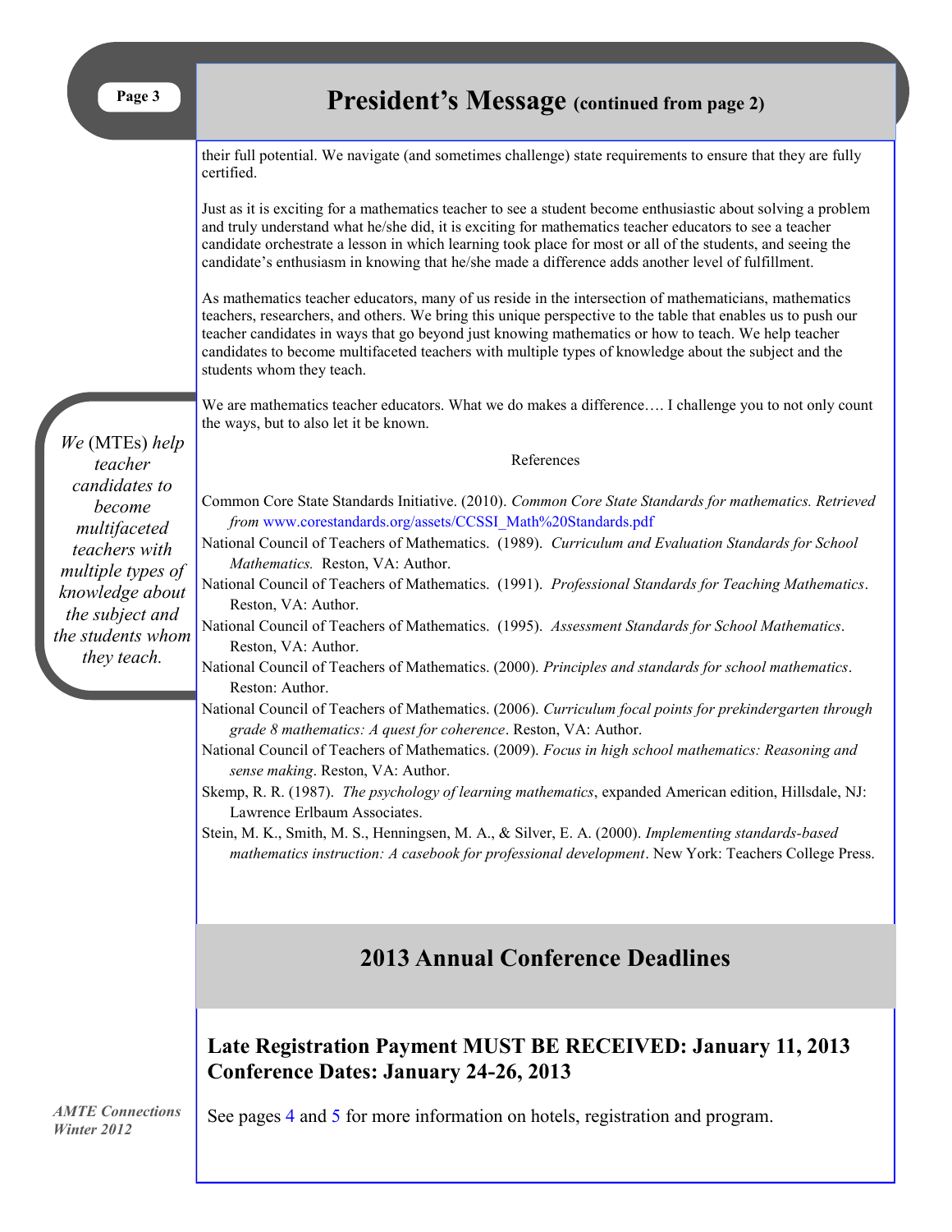## President's Message (continued from page 2)

their full potential. We navigate (and sometimes challenge) state requirements to ensure that they are fully certified.

Just as it is exciting for a mathematics teacher to see a student become enthusiastic about solving a problem and truly understand what he/she did, it is exciting for mathematics teacher educators to see a teacher candidate orchestrate a lesson in which learning took place for most or all of the students, and seeing the candidate's enthusiasm in knowing that he/she made a difference adds another level of fulfillment.

As mathematics teacher educators, many of us reside in the intersection of mathematicians, mathematics teachers, researchers, and others. We bring this unique perspective to the table that enables us to push our teacher candidates in ways that go beyond just knowing mathematics or how to teach. We help teacher candidates to become multifaceted teachers with multiple types of knowledge about the subject and the students whom they teach.

> *We* (MTEs) *help teacher candidates to become multifaceted teachers with multiple types of knowledge about the subject and the students whom they teach.*

We are mathematics teacher educators. What we do makes a difference…. I challenge you to not only count the ways, but to also let it be known.

References

Common Core State Standards Initiative. (2010). *Common Core State Standards for mathematics. Retrieved from* www.corestandards.org/assets/CCSSI_Math%20Standards.pdf

National Council of Teachers of Mathematics. (1989). *Curriculum and Evaluation Standards for School Mathematics.* Reston, VA: Author.

National Council of Teachers of Mathematics. (1991). *Professional Standards for Teaching Mathematics*. Reston, VA: Author.

National Council of Teachers of Mathematics. (1995). *Assessment Standards for School Mathematics*. Reston, VA: Author.

National Council of Teachers of Mathematics. (2000). *Principles and standards for school mathematics*. Reston: Author.

National Council of Teachers of Mathematics. (2006). *Curriculum focal points for prekindergarten through grade 8 mathematics: A quest for coherence*. Reston, VA: Author.

National Council of Teachers of Mathematics. (2009). *Focus in high school mathematics: Reasoning and sense making*. Reston, VA: Author.

Skemp, R. R. (1987). *The psychology of learning mathematics*, expanded American edition, Hillsdale, NJ: Lawrence Erlbaum Associates.

Stein, M. K., Smith, M. S., Henningsen, M. A., & Silver, E. A. (2000). *Implementing standards-based mathematics instruction: A casebook for professional development*. New York: Teachers College Press.

## 2013 Annual Conference Deadlines

### Late Registration Payment MUST BE RECEIVED: January 11, 2013
### Conference Dates: January 24-26, 2013

See pages 4 and 5 for more information on hotels, registration and program.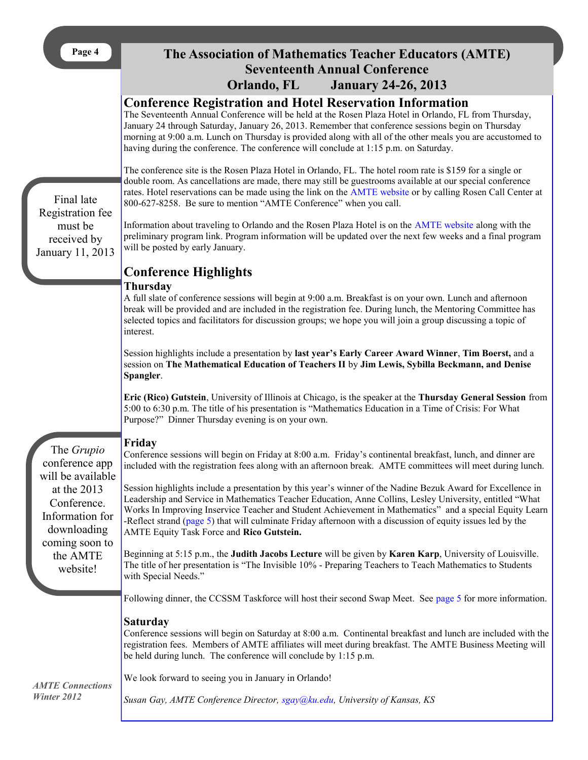# The Association of Mathematics Teacher Educators (AMTE) Seventeenth Annual Conference

## Orlando, FL — January 24-26, 2013

## Conference Registration and Hotel Reservation Information

The Seventeenth Annual Conference will be held at the Rosen Plaza Hotel in Orlando, FL from Thursday, January 24 through Saturday, January 26, 2013. Remember that conference sessions begin on Thursday morning at 9:00 a.m. Lunch on Thursday is provided along with all of the other meals you are accustomed to having during the conference. The conference will conclude at 1:15 p.m. on Saturday.

The conference site is the Rosen Plaza Hotel in Orlando, FL. The hotel room rate is $159 for a single or double room. As cancellations are made, there may still be guestrooms available at our special conference rates. Hotel reservations can be made using the link on the AMTE website or by calling Rosen Call Center at 800-627-8258. Be sure to mention "AMTE Conference" when you call.

Information about traveling to Orlando and the Rosen Plaza Hotel is on the AMTE website along with the preliminary program link. Program information will be updated over the next few weeks and a final program will be posted by early January.

> Final late Registration fee must be received by January 11, 2013

## Conference Highlights

### Thursday

A full slate of conference sessions will begin at 9:00 a.m. Breakfast is on your own. Lunch and afternoon break will be provided and are included in the registration fee. During lunch, the Mentoring Committee has selected topics and facilitators for discussion groups; we hope you will join a group discussing a topic of interest.

Session highlights include a presentation by **last year's Early Career Award Winner**, **Tim Boerst,** and a session on **The Mathematical Education of Teachers II** by **Jim Lewis, Sybilla Beckmann, and Denise Spangler**.

**Eric (Rico) Gutstein**, University of Illinois at Chicago, is the speaker at the **Thursday General Session** from 5:00 to 6:30 p.m. The title of his presentation is "Mathematics Education in a Time of Crisis: For What Purpose?" Dinner Thursday evening is on your own.

### Friday

Conference sessions will begin on Friday at 8:00 a.m. Friday's continental breakfast, lunch, and dinner are included with the registration fees along with an afternoon break. AMTE committees will meet during lunch.

Session highlights include a presentation by this year's winner of the Nadine Bezuk Award for Excellence in Leadership and Service in Mathematics Teacher Education, Anne Collins, Lesley University, entitled "What Works In Improving Inservice Teacher and Student Achievement in Mathematics" and a special Equity Learn-Reflect strand (page 5) that will culminate Friday afternoon with a discussion of equity issues led by the AMTE Equity Task Force and **Rico Gutstein.**

Beginning at 5:15 p.m., the **Judith Jacobs Lecture** will be given by **Karen Karp**, University of Louisville. The title of her presentation is "The Invisible 10% - Preparing Teachers to Teach Mathematics to Students with Special Needs."

Following dinner, the CCSSM Taskforce will host their second Swap Meet. See page 5 for more information.

> The *Grupio* conference app will be available at the 2013 Conference. Information for downloading coming soon to the AMTE website!

### Saturday

Conference sessions will begin on Saturday at 8:00 a.m. Continental breakfast and lunch are included with the registration fees. Members of AMTE affiliates will meet during breakfast. The AMTE Business Meeting will be held during lunch. The conference will conclude by 1:15 p.m.

We look forward to seeing you in January in Orlando!

*Susan Gay, AMTE Conference Director, sgay@ku.edu, University of Kansas, KS*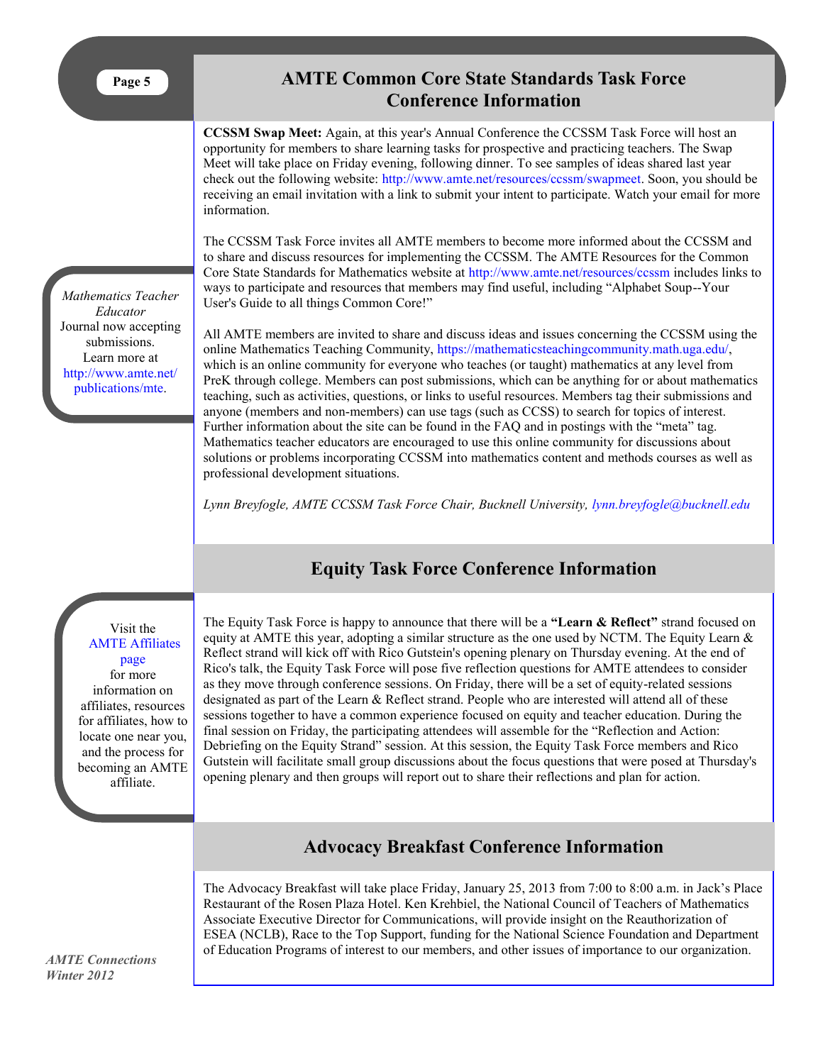# AMTE Common Core State Standards Task Force Conference Information

**CCSSM Swap Meet:** Again, at this year's Annual Conference the CCSSM Task Force will host an opportunity for members to share learning tasks for prospective and practicing teachers. The Swap Meet will take place on Friday evening, following dinner. To see samples of ideas shared last year check out the following website: http://www.amte.net/resources/ccssm/swapmeet. Soon, you should be receiving an email invitation with a link to submit your intent to participate. Watch your email for more information.

The CCSSM Task Force invites all AMTE members to become more informed about the CCSSM and to share and discuss resources for implementing the CCSSM. The AMTE Resources for the Common Core State Standards for Mathematics website at http://www.amte.net/resources/ccssm includes links to ways to participate and resources that members may find useful, including "Alphabet Soup--Your User's Guide to all things Common Core!"

All AMTE members are invited to share and discuss ideas and issues concerning the CCSSM using the online Mathematics Teaching Community, https://mathematicsteachingcommunity.math.uga.edu/, which is an online community for everyone who teaches (or taught) mathematics at any level from PreK through college. Members can post submissions, which can be anything for or about mathematics teaching, such as activities, questions, or links to useful resources. Members tag their submissions and anyone (members and non-members) can use tags (such as CCSS) to search for topics of interest. Further information about the site can be found in the FAQ and in postings with the "meta" tag. Mathematics teacher educators are encouraged to use this online community for discussions about solutions or problems incorporating CCSSM into mathematics content and methods courses as well as professional development situations.

*Lynn Breyfogle, AMTE CCSSM Task Force Chair, Bucknell University, lynn.breyfogle@bucknell.edu*

*Mathematics Teacher Educator* Journal now accepting submissions. Learn more at http://www.amte.net/publications/mte.

# Equity Task Force Conference Information

The Equity Task Force is happy to announce that there will be a **"Learn & Reflect"** strand focused on equity at AMTE this year, adopting a similar structure as the one used by NCTM. The Equity Learn & Reflect strand will kick off with Rico Gutstein's opening plenary on Thursday evening. At the end of Rico's talk, the Equity Task Force will pose five reflection questions for AMTE attendees to consider as they move through conference sessions. On Friday, there will be a set of equity-related sessions designated as part of the Learn & Reflect strand. People who are interested will attend all of these sessions together to have a common experience focused on equity and teacher education. During the final session on Friday, the participating attendees will assemble for the "Reflection and Action: Debriefing on the Equity Strand" session. At this session, the Equity Task Force members and Rico Gutstein will facilitate small group discussions about the focus questions that were posed at Thursday's opening plenary and then groups will report out to share their reflections and plan for action.

Visit the AMTE Affiliates page for more information on affiliates, resources for affiliates, how to locate one near you, and the process for becoming an AMTE affiliate.

# Advocacy Breakfast Conference Information

The Advocacy Breakfast will take place Friday, January 25, 2013 from 7:00 to 8:00 a.m. in Jack's Place Restaurant of the Rosen Plaza Hotel. Ken Krehbiel, the National Council of Teachers of Mathematics Associate Executive Director for Communications, will provide insight on the Reauthorization of ESEA (NCLB), Race to the Top Support, funding for the National Science Foundation and Department of Education Programs of interest to our members, and other issues of importance to our organization.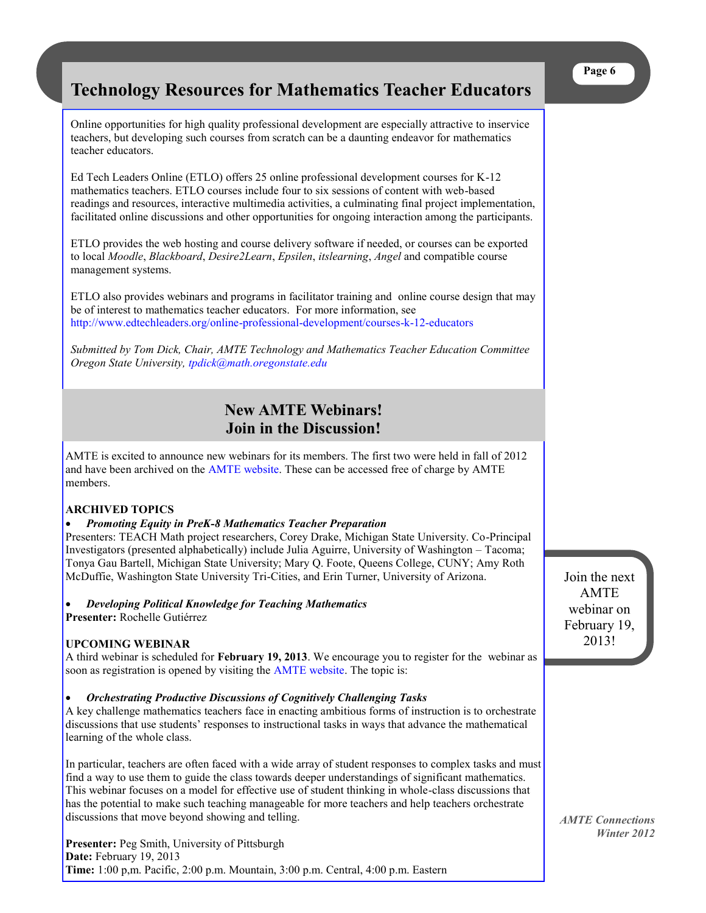# Technology Resources for Mathematics Teacher Educators

Online opportunities for high quality professional development are especially attractive to inservice teachers, but developing such courses from scratch can be a daunting endeavor for mathematics teacher educators.

Ed Tech Leaders Online (ETLO) offers 25 online professional development courses for K-12 mathematics teachers. ETLO courses include four to six sessions of content with web-based readings and resources, interactive multimedia activities, a culminating final project implementation, facilitated online discussions and other opportunities for ongoing interaction among the participants.

ETLO provides the web hosting and course delivery software if needed, or courses can be exported to local *Moodle*, *Blackboard*, *Desire2Learn*, *Epsilen*, *itslearning*, *Angel* and compatible course management systems.

ETLO also provides webinars and programs in facilitator training and online course design that may be of interest to mathematics teacher educators. For more information, see http://www.edtechleaders.org/online-professional-development/courses-k-12-educators

*Submitted by Tom Dick, Chair, AMTE Technology and Mathematics Teacher Education Committee Oregon State University, tpdick@math.oregonstate.edu*

## New AMTE Webinars! Join in the Discussion!

AMTE is excited to announce new webinars for its members. The first two were held in fall of 2012 and have been archived on the AMTE website. These can be accessed free of charge by AMTE members.

**ARCHIVED TOPICS**

- ***Promoting Equity in PreK-8 Mathematics Teacher Preparation***

Presenters: TEACH Math project researchers, Corey Drake, Michigan State University. Co-Principal Investigators (presented alphabetically) include Julia Aguirre, University of Washington – Tacoma; Tonya Gau Bartell, Michigan State University; Mary Q. Foote, Queens College, CUNY; Amy Roth McDuffie, Washington State University Tri-Cities, and Erin Turner, University of Arizona.

- ***Developing Political Knowledge for Teaching Mathematics***

**Presenter:** Rochelle Gutiérrez

**UPCOMING WEBINAR**

A third webinar is scheduled for **February 19, 2013**. We encourage you to register for the webinar as soon as registration is opened by visiting the AMTE website. The topic is:

- ***Orchestrating Productive Discussions of Cognitively Challenging Tasks***

A key challenge mathematics teachers face in enacting ambitious forms of instruction is to orchestrate discussions that use students' responses to instructional tasks in ways that advance the mathematical learning of the whole class.

In particular, teachers are often faced with a wide array of student responses to complex tasks and must find a way to use them to guide the class towards deeper understandings of significant mathematics. This webinar focuses on a model for effective use of student thinking in whole-class discussions that has the potential to make such teaching manageable for more teachers and help teachers orchestrate discussions that move beyond showing and telling.

**Presenter:** Peg Smith, University of Pittsburgh
**Date:** February 19, 2013
**Time:** 1:00 p,m. Pacific, 2:00 p.m. Mountain, 3:00 p.m. Central, 4:00 p.m. Eastern

Join the next AMTE webinar on February 19, 2013!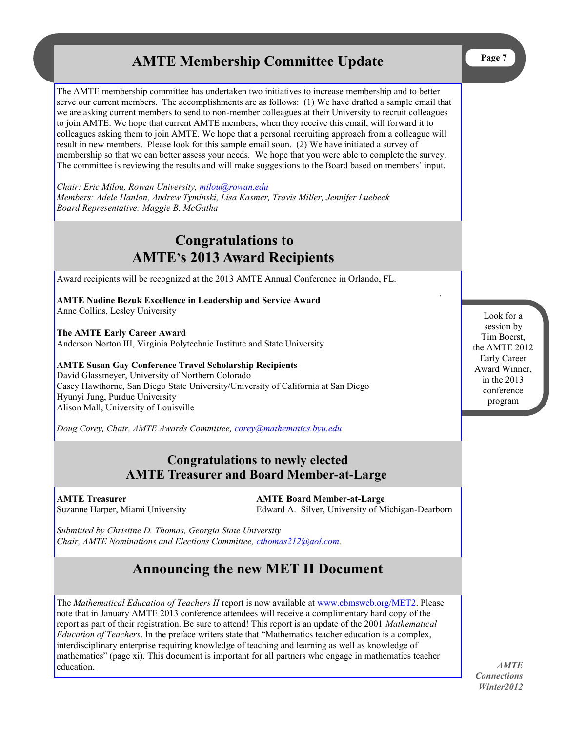# AMTE Membership Committee Update

The AMTE membership committee has undertaken two initiatives to increase membership and to better serve our current members. The accomplishments are as follows: (1) We have drafted a sample email that we are asking current members to send to non-member colleagues at their University to recruit colleagues to join AMTE. We hope that current AMTE members, when they receive this email, will forward it to colleagues asking them to join AMTE. We hope that a personal recruiting approach from a colleague will result in new members. Please look for this sample email soon. (2) We have initiated a survey of membership so that we can better assess your needs. We hope that you were able to complete the survey. The committee is reviewing the results and will make suggestions to the Board based on members' input.

*Chair: Eric Milou, Rowan University, milou@rowan.edu*
*Members: Adele Hanlon, Andrew Tyminski, Lisa Kasmer, Travis Miller, Jennifer Luebeck*
*Board Representative: Maggie B. McGatha*

# Congratulations to AMTE's 2013 Award Recipients

Award recipients will be recognized at the 2013 AMTE Annual Conference in Orlando, FL.

**AMTE Nadine Bezuk Excellence in Leadership and Service Award**
Anne Collins, Lesley University

**The AMTE Early Career Award**
Anderson Norton III, Virginia Polytechnic Institute and State University

**AMTE Susan Gay Conference Travel Scholarship Recipients**
David Glassmeyer, University of Northern Colorado
Casey Hawthorne, San Diego State University/University of California at San Diego
Hyunyi Jung, Purdue University
Alison Mall, University of Louisville

*Doug Corey, Chair, AMTE Awards Committee, corey@mathematics.byu.edu*

Look for a session by Tim Boerst, the AMTE 2012 Early Career Award Winner, in the 2013 conference program

# Congratulations to newly elected AMTE Treasurer and Board Member-at-Large

**AMTE Treasurer**
Suzanne Harper, Miami University

**AMTE Board Member-at-Large**
Edward A. Silver, University of Michigan-Dearborn

*Submitted by Christine D. Thomas, Georgia State University*
*Chair, AMTE Nominations and Elections Committee, cthomas212@aol.com.*

# Announcing the new MET II Document

The *Mathematical Education of Teachers II* report is now available at www.cbmsweb.org/MET2. Please note that in January AMTE 2013 conference attendees will receive a complimentary hard copy of the report as part of their registration. Be sure to attend! This report is an update of the 2001 *Mathematical Education of Teachers*. In the preface writers state that "Mathematics teacher education is a complex, interdisciplinary enterprise requiring knowledge of teaching and learning as well as knowledge of mathematics" (page xi). This document is important for all partners who engage in mathematics teacher education.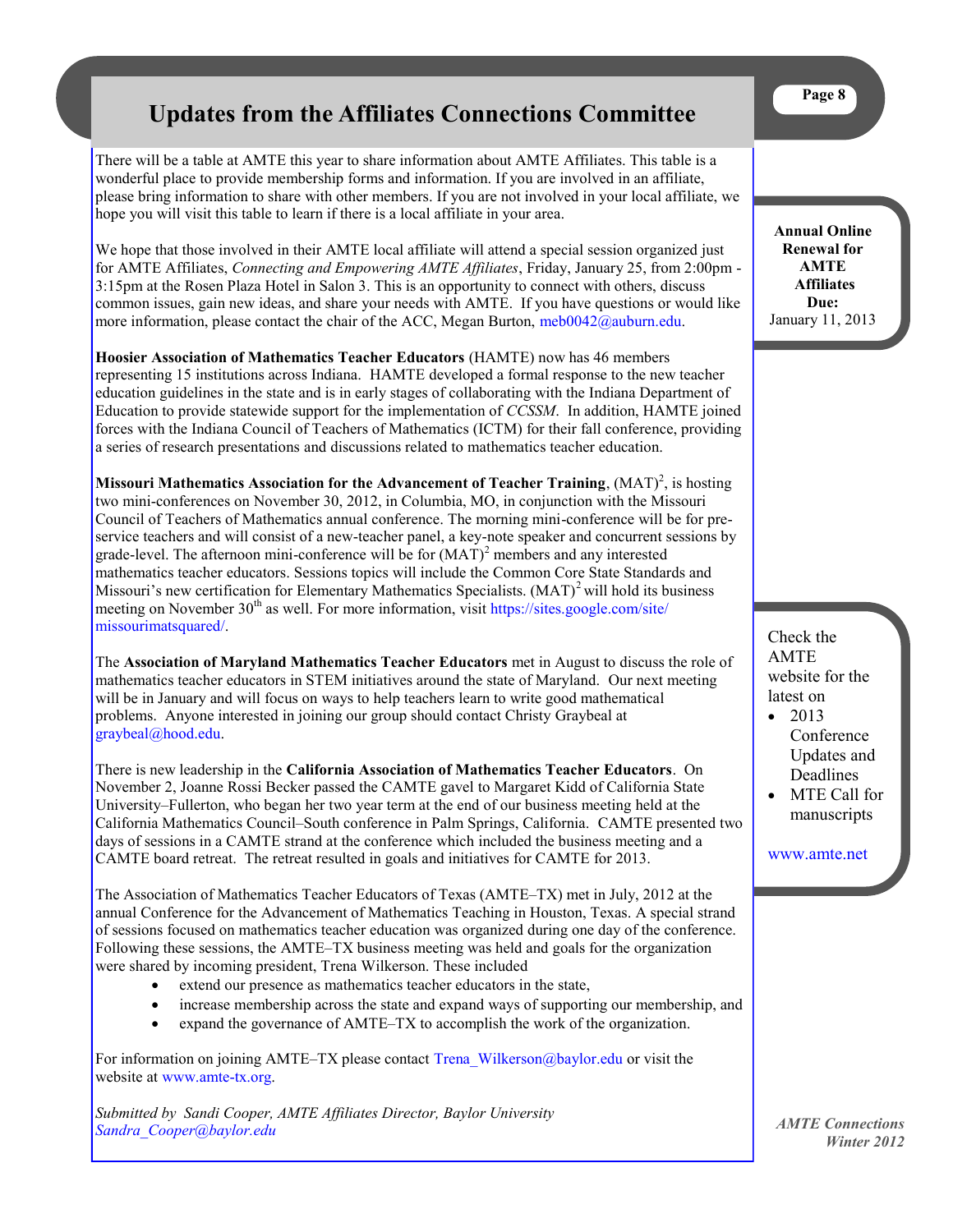# Updates from the Affiliates Connections Committee

There will be a table at AMTE this year to share information about AMTE Affiliates. This table is a wonderful place to provide membership forms and information. If you are involved in an affiliate, please bring information to share with other members. If you are not involved in your local affiliate, we hope you will visit this table to learn if there is a local affiliate in your area.

We hope that those involved in their AMTE local affiliate will attend a special session organized just for AMTE Affiliates, *Connecting and Empowering AMTE Affiliates*, Friday, January 25, from 2:00pm - 3:15pm at the Rosen Plaza Hotel in Salon 3. This is an opportunity to connect with others, discuss common issues, gain new ideas, and share your needs with AMTE. If you have questions or would like more information, please contact the chair of the ACC, Megan Burton, meb0042@auburn.edu.

**Hoosier Association of Mathematics Teacher Educators** (HAMTE) now has 46 members representing 15 institutions across Indiana. HAMTE developed a formal response to the new teacher education guidelines in the state and is in early stages of collaborating with the Indiana Department of Education to provide statewide support for the implementation of *CCSSM*. In addition, HAMTE joined forces with the Indiana Council of Teachers of Mathematics (ICTM) for their fall conference, providing a series of research presentations and discussions related to mathematics teacher education.

**Missouri Mathematics Association for the Advancement of Teacher Training**, $(MAT)^2$, is hosting two mini-conferences on November 30, 2012, in Columbia, MO, in conjunction with the Missouri Council of Teachers of Mathematics annual conference. The morning mini-conference will be for pre-service teachers and will consist of a new-teacher panel, a key-note speaker and concurrent sessions by grade-level. The afternoon mini-conference will be for $(MAT)^2$ members and any interested mathematics teacher educators. Sessions topics will include the Common Core State Standards and Missouri's new certification for Elementary Mathematics Specialists. $(MAT)^2$ will hold its business meeting on November 30th as well. For more information, visit https://sites.google.com/site/missourimatsquared/.

The **Association of Maryland Mathematics Teacher Educators** met in August to discuss the role of mathematics teacher educators in STEM initiatives around the state of Maryland. Our next meeting will be in January and will focus on ways to help teachers learn to write good mathematical problems. Anyone interested in joining our group should contact Christy Graybeal at graybeal@hood.edu.

There is new leadership in the **California Association of Mathematics Teacher Educators**. On November 2, Joanne Rossi Becker passed the CAMTE gavel to Margaret Kidd of California State University–Fullerton, who began her two year term at the end of our business meeting held at the California Mathematics Council–South conference in Palm Springs, California. CAMTE presented two days of sessions in a CAMTE strand at the conference which included the business meeting and a CAMTE board retreat. The retreat resulted in goals and initiatives for CAMTE for 2013.

The Association of Mathematics Teacher Educators of Texas (AMTE–TX) met in July, 2012 at the annual Conference for the Advancement of Mathematics Teaching in Houston, Texas. A special strand of sessions focused on mathematics teacher education was organized during one day of the conference. Following these sessions, the AMTE–TX business meeting was held and goals for the organization were shared by incoming president, Trena Wilkerson. These included

- extend our presence as mathematics teacher educators in the state,
- increase membership across the state and expand ways of supporting our membership, and
- expand the governance of AMTE–TX to accomplish the work of the organization.

For information on joining AMTE–TX please contact Trena_Wilkerson@baylor.edu or visit the website at www.amte-tx.org.

*Submitted by Sandi Cooper, AMTE Affiliates Director, Baylor University*
*Sandra_Cooper@baylor.edu*

**Annual Online Renewal for AMTE Affiliates Due:**
January 11, 2013

Check the AMTE website for the latest on

- 2013 Conference Updates and Deadlines
- MTE Call for manuscripts

www.amte.net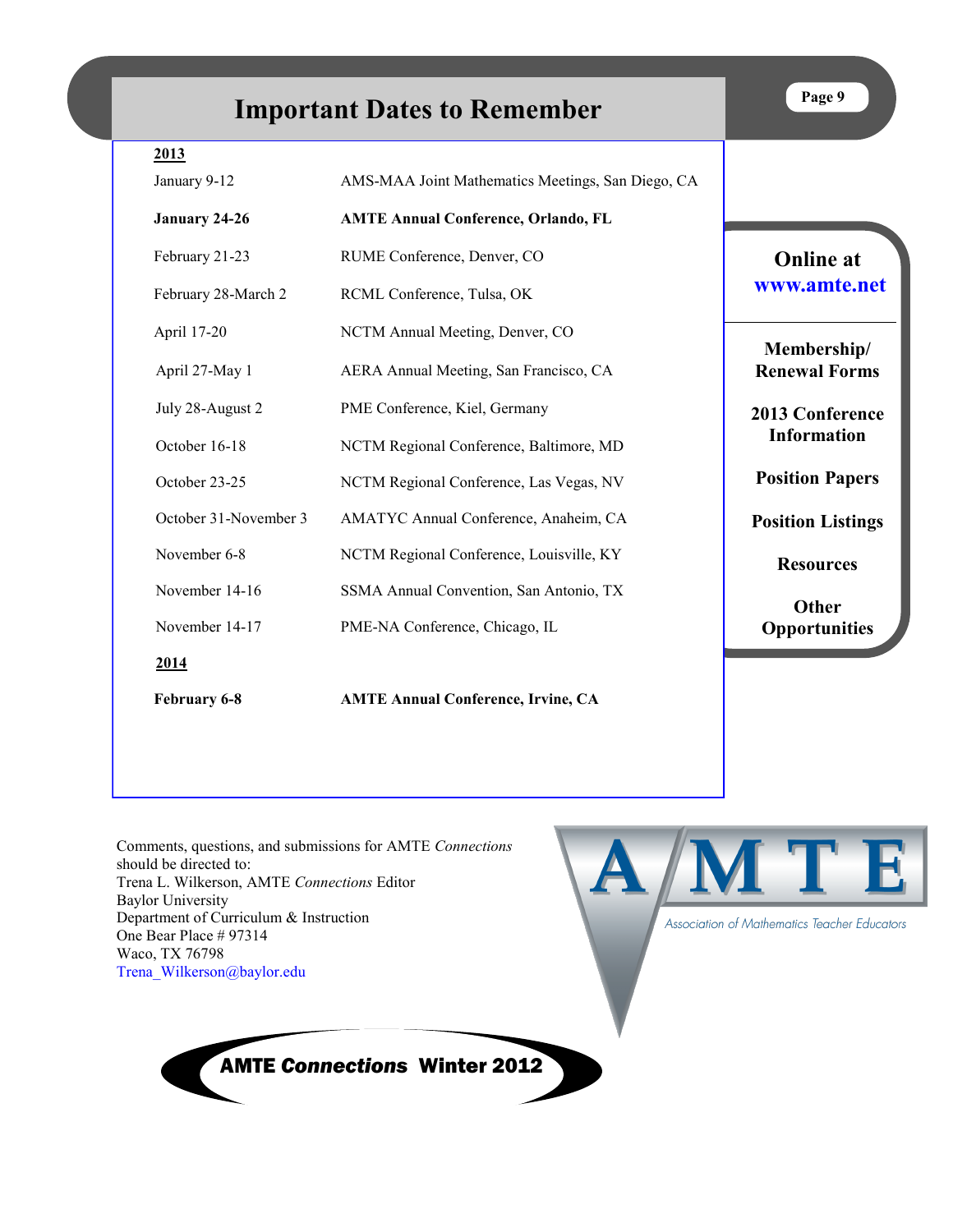# Important Dates to Remember

**2013**

| | |
|---|---|
| January 9-12 | AMS-MAA Joint Mathematics Meetings, San Diego, CA |
| **January 24-26** | **AMTE Annual Conference, Orlando, FL** |
| February 21-23 | RUME Conference, Denver, CO |
| February 28-March 2 | RCML Conference, Tulsa, OK |
| April 17-20 | NCTM Annual Meeting, Denver, CO |
| April 27-May 1 | AERA Annual Meeting, San Francisco, CA |
| July 28-August 2 | PME Conference, Kiel, Germany |
| October 16-18 | NCTM Regional Conference, Baltimore, MD |
| October 23-25 | NCTM Regional Conference, Las Vegas, NV |
| October 31-November 3 | AMATYC Annual Conference, Anaheim, CA |
| November 6-8 | NCTM Regional Conference, Louisville, KY |
| November 14-16 | SSMA Annual Convention, San Antonio, TX |
| November 14-17 | PME-NA Conference, Chicago, IL |

**2014**

| | |
|---|---|
| **February 6-8** | **AMTE Annual Conference, Irvine, CA** |

**Online at**
**www.amte.net**

**Membership/ Renewal Forms**

**2013 Conference Information**

**Position Papers**

**Position Listings**

**Resources**

**Other Opportunities**

Comments, questions, and submissions for AMTE *Connections* should be directed to:
Trena L. Wilkerson, AMTE *Connections* Editor
Baylor University
Department of Curriculum & Instruction
One Bear Place # 97314
Waco, TX 76798
Trena_Wilkerson@baylor.edu

AMTE
Association of Mathematics Teacher Educators

**AMTE *Connections* Winter 2012**